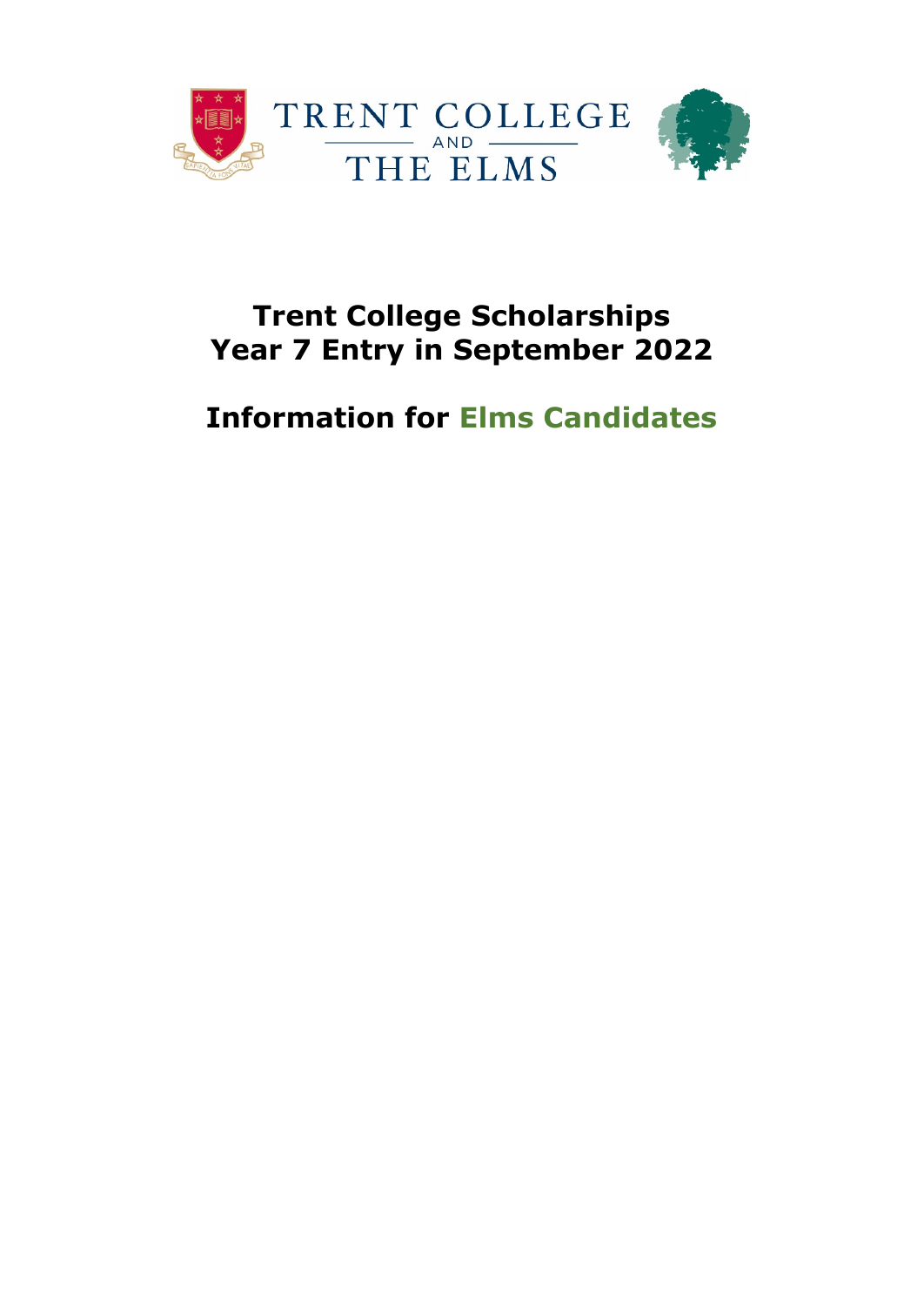TRENT COLLEGE AND THE ELMS

# Trent College Scholarships
# Year 7 Entry in September 2022

## Information for Elms Candidates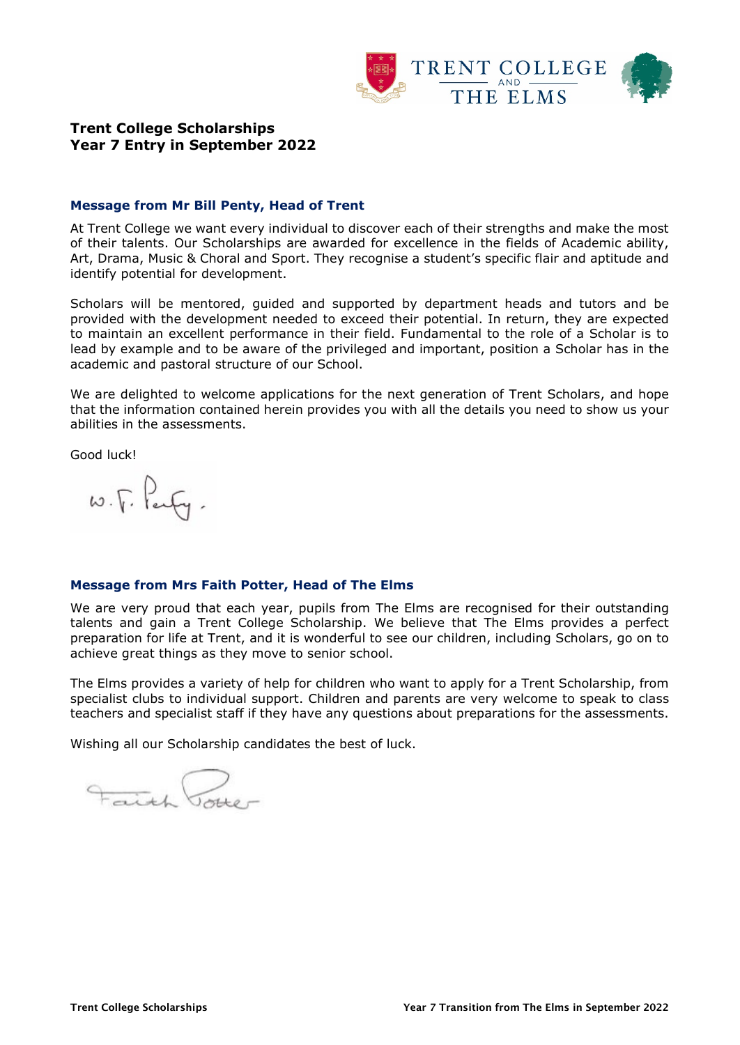# Trent College Scholarships
# Year 7 Entry in September 2022

## Message from Mr Bill Penty, Head of Trent

At Trent College we want every individual to discover each of their strengths and make the most of their talents. Our Scholarships are awarded for excellence in the fields of Academic ability, Art, Drama, Music & Choral and Sport. They recognise a student's specific flair and aptitude and identify potential for development.

Scholars will be mentored, guided and supported by department heads and tutors and be provided with the development needed to exceed their potential. In return, they are expected to maintain an excellent performance in their field. Fundamental to the role of a Scholar is to lead by example and to be aware of the privileged and important, position a Scholar has in the academic and pastoral structure of our School.

We are delighted to welcome applications for the next generation of Trent Scholars, and hope that the information contained herein provides you with all the details you need to show us your abilities in the assessments.

Good luck!

W. T. Penty.

## Message from Mrs Faith Potter, Head of The Elms

We are very proud that each year, pupils from The Elms are recognised for their outstanding talents and gain a Trent College Scholarship. We believe that The Elms provides a perfect preparation for life at Trent, and it is wonderful to see our children, including Scholars, go on to achieve great things as they move to senior school.

The Elms provides a variety of help for children who want to apply for a Trent Scholarship, from specialist clubs to individual support. Children and parents are very welcome to speak to class teachers and specialist staff if they have any questions about preparations for the assessments.

Wishing all our Scholarship candidates the best of luck.

Faith Potter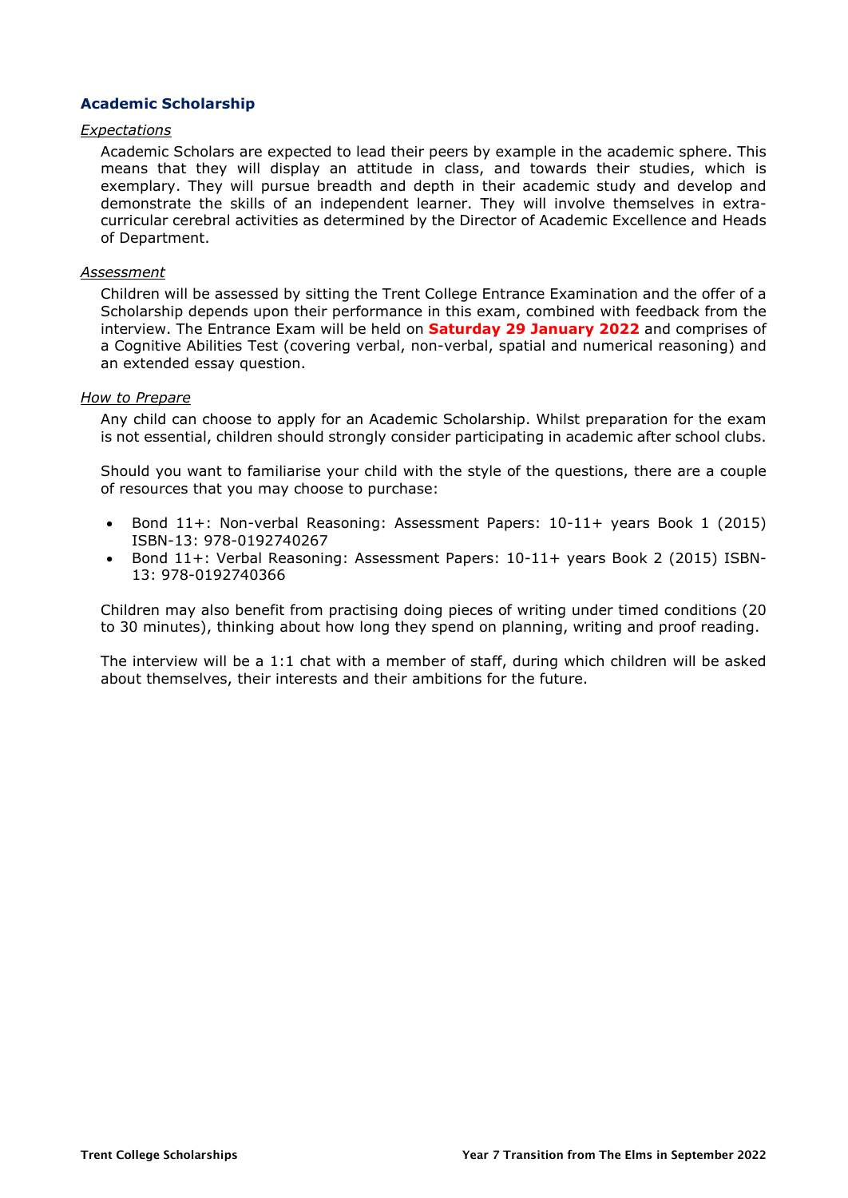## Academic Scholarship

*Expectations*

Academic Scholars are expected to lead their peers by example in the academic sphere. This means that they will display an attitude in class, and towards their studies, which is exemplary. They will pursue breadth and depth in their academic study and develop and demonstrate the skills of an independent learner. They will involve themselves in extra-curricular cerebral activities as determined by the Director of Academic Excellence and Heads of Department.

*Assessment*

Children will be assessed by sitting the Trent College Entrance Examination and the offer of a Scholarship depends upon their performance in this exam, combined with feedback from the interview. The Entrance Exam will be held on **Saturday 29 January 2022** and comprises of a Cognitive Abilities Test (covering verbal, non-verbal, spatial and numerical reasoning) and an extended essay question.

*How to Prepare*

Any child can choose to apply for an Academic Scholarship. Whilst preparation for the exam is not essential, children should strongly consider participating in academic after school clubs.

Should you want to familiarise your child with the style of the questions, there are a couple of resources that you may choose to purchase:

- Bond 11+: Non-verbal Reasoning: Assessment Papers: 10-11+ years Book 1 (2015) ISBN-13: 978-0192740267
- Bond 11+: Verbal Reasoning: Assessment Papers: 10-11+ years Book 2 (2015) ISBN-13: 978-0192740366

Children may also benefit from practising doing pieces of writing under timed conditions (20 to 30 minutes), thinking about how long they spend on planning, writing and proof reading.

The interview will be a 1:1 chat with a member of staff, during which children will be asked about themselves, their interests and their ambitions for the future.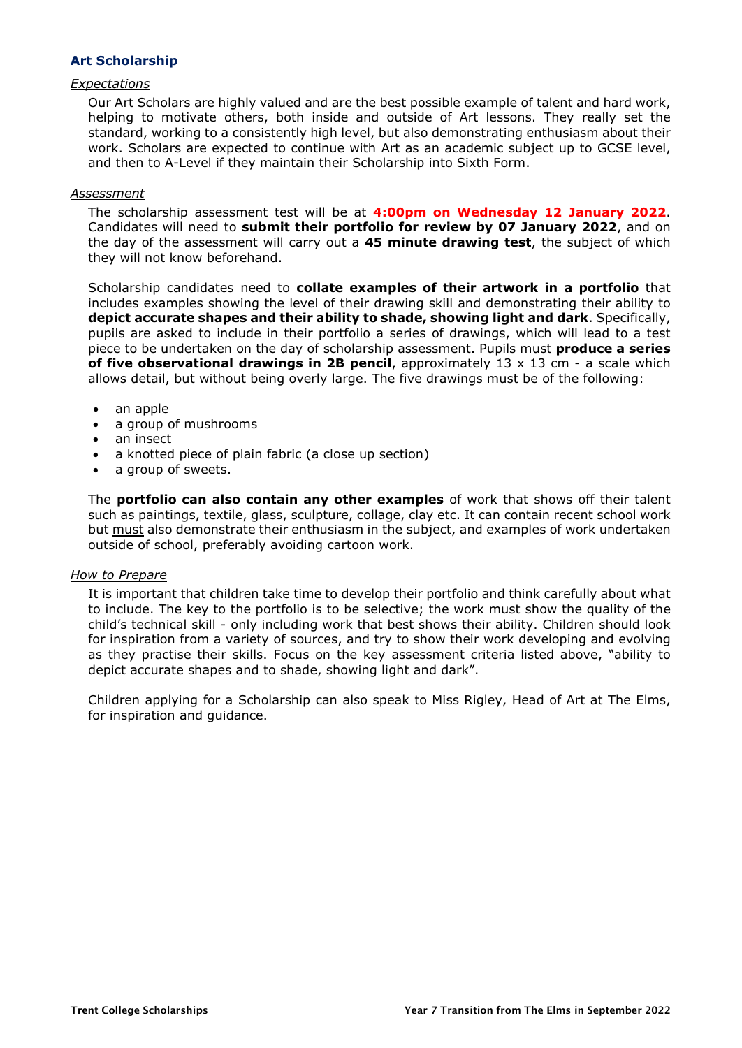## Art Scholarship

*Expectations*

Our Art Scholars are highly valued and are the best possible example of talent and hard work, helping to motivate others, both inside and outside of Art lessons. They really set the standard, working to a consistently high level, but also demonstrating enthusiasm about their work. Scholars are expected to continue with Art as an academic subject up to GCSE level, and then to A-Level if they maintain their Scholarship into Sixth Form.

*Assessment*

The scholarship assessment test will be at **4:00pm on Wednesday 12 January 2022**. Candidates will need to **submit their portfolio for review by 07 January 2022**, and on the day of the assessment will carry out a **45 minute drawing test**, the subject of which they will not know beforehand.

Scholarship candidates need to **collate examples of their artwork in a portfolio** that includes examples showing the level of their drawing skill and demonstrating their ability to **depict accurate shapes and their ability to shade, showing light and dark**. Specifically, pupils are asked to include in their portfolio a series of drawings, which will lead to a test piece to be undertaken on the day of scholarship assessment. Pupils must **produce a series of five observational drawings in 2B pencil**, approximately 13 x 13 cm - a scale which allows detail, but without being overly large. The five drawings must be of the following:

- an apple
- a group of mushrooms
- an insect
- a knotted piece of plain fabric (a close up section)
- a group of sweets.

The **portfolio can also contain any other examples** of work that shows off their talent such as paintings, textile, glass, sculpture, collage, clay etc. It can contain recent school work but must also demonstrate their enthusiasm in the subject, and examples of work undertaken outside of school, preferably avoiding cartoon work.

*How to Prepare*

It is important that children take time to develop their portfolio and think carefully about what to include. The key to the portfolio is to be selective; the work must show the quality of the child's technical skill - only including work that best shows their ability. Children should look for inspiration from a variety of sources, and try to show their work developing and evolving as they practise their skills. Focus on the key assessment criteria listed above, "ability to depict accurate shapes and to shade, showing light and dark".

Children applying for a Scholarship can also speak to Miss Rigley, Head of Art at The Elms, for inspiration and guidance.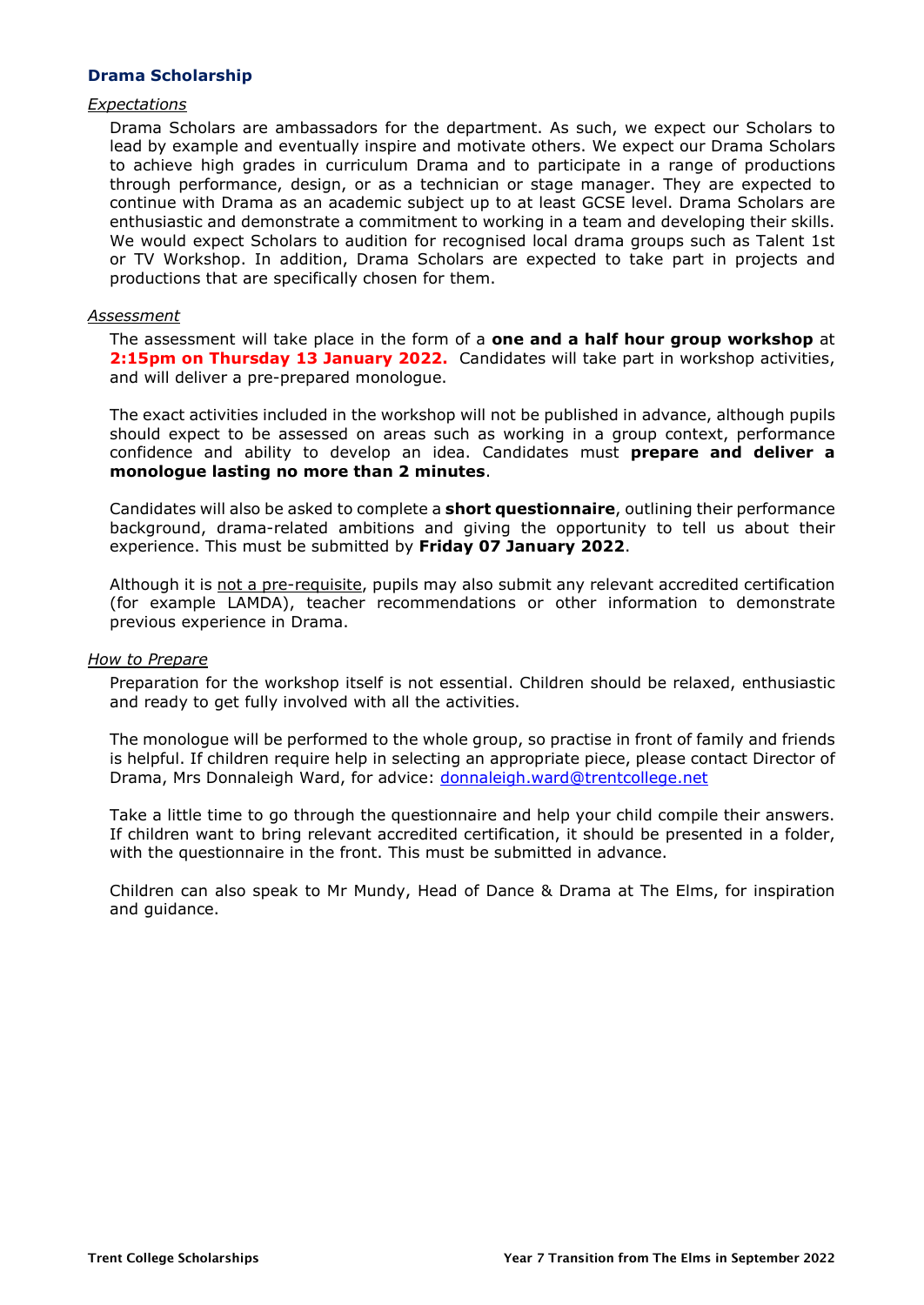## Drama Scholarship

### *Expectations*

Drama Scholars are ambassadors for the department. As such, we expect our Scholars to lead by example and eventually inspire and motivate others. We expect our Drama Scholars to achieve high grades in curriculum Drama and to participate in a range of productions through performance, design, or as a technician or stage manager. They are expected to continue with Drama as an academic subject up to at least GCSE level. Drama Scholars are enthusiastic and demonstrate a commitment to working in a team and developing their skills. We would expect Scholars to audition for recognised local drama groups such as Talent 1st or TV Workshop. In addition, Drama Scholars are expected to take part in projects and productions that are specifically chosen for them.

### *Assessment*

The assessment will take place in the form of a **one and a half hour group workshop** at **2:15pm on Thursday 13 January 2022.** Candidates will take part in workshop activities, and will deliver a pre-prepared monologue.

The exact activities included in the workshop will not be published in advance, although pupils should expect to be assessed on areas such as working in a group context, performance confidence and ability to develop an idea. Candidates must **prepare and deliver a monologue lasting no more than 2 minutes**.

Candidates will also be asked to complete a **short questionnaire**, outlining their performance background, drama-related ambitions and giving the opportunity to tell us about their experience. This must be submitted by **Friday 07 January 2022**.

Although it is not a pre-requisite, pupils may also submit any relevant accredited certification (for example LAMDA), teacher recommendations or other information to demonstrate previous experience in Drama.

### *How to Prepare*

Preparation for the workshop itself is not essential. Children should be relaxed, enthusiastic and ready to get fully involved with all the activities.

The monologue will be performed to the whole group, so practise in front of family and friends is helpful. If children require help in selecting an appropriate piece, please contact Director of Drama, Mrs Donnaleigh Ward, for advice: donnaleigh.ward@trentcollege.net

Take a little time to go through the questionnaire and help your child compile their answers. If children want to bring relevant accredited certification, it should be presented in a folder, with the questionnaire in the front. This must be submitted in advance.

Children can also speak to Mr Mundy, Head of Dance & Drama at The Elms, for inspiration and guidance.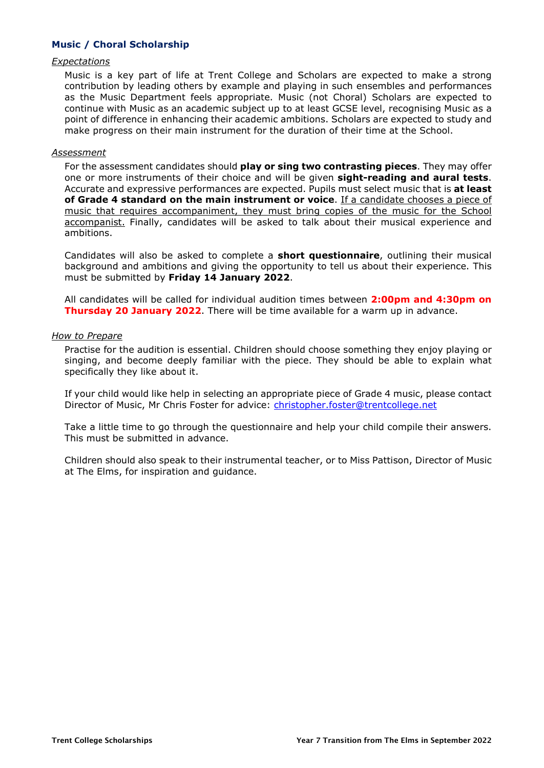## Music / Choral Scholarship

*Expectations*

Music is a key part of life at Trent College and Scholars are expected to make a strong contribution by leading others by example and playing in such ensembles and performances as the Music Department feels appropriate. Music (not Choral) Scholars are expected to continue with Music as an academic subject up to at least GCSE level, recognising Music as a point of difference in enhancing their academic ambitions. Scholars are expected to study and make progress on their main instrument for the duration of their time at the School.

*Assessment*

For the assessment candidates should **play or sing two contrasting pieces**. They may offer one or more instruments of their choice and will be given **sight-reading and aural tests**. Accurate and expressive performances are expected. Pupils must select music that is **at least of Grade 4 standard on the main instrument or voice**. If a candidate chooses a piece of music that requires accompaniment, they must bring copies of the music for the School accompanist. Finally, candidates will be asked to talk about their musical experience and ambitions.

Candidates will also be asked to complete a **short questionnaire**, outlining their musical background and ambitions and giving the opportunity to tell us about their experience. This must be submitted by **Friday 14 January 2022**.

All candidates will be called for individual audition times between **2:00pm and 4:30pm on Thursday 20 January 2022**. There will be time available for a warm up in advance.

*How to Prepare*

Practise for the audition is essential. Children should choose something they enjoy playing or singing, and become deeply familiar with the piece. They should be able to explain what specifically they like about it.

If your child would like help in selecting an appropriate piece of Grade 4 music, please contact Director of Music, Mr Chris Foster for advice: christopher.foster@trentcollege.net

Take a little time to go through the questionnaire and help your child compile their answers. This must be submitted in advance.

Children should also speak to their instrumental teacher, or to Miss Pattison, Director of Music at The Elms, for inspiration and guidance.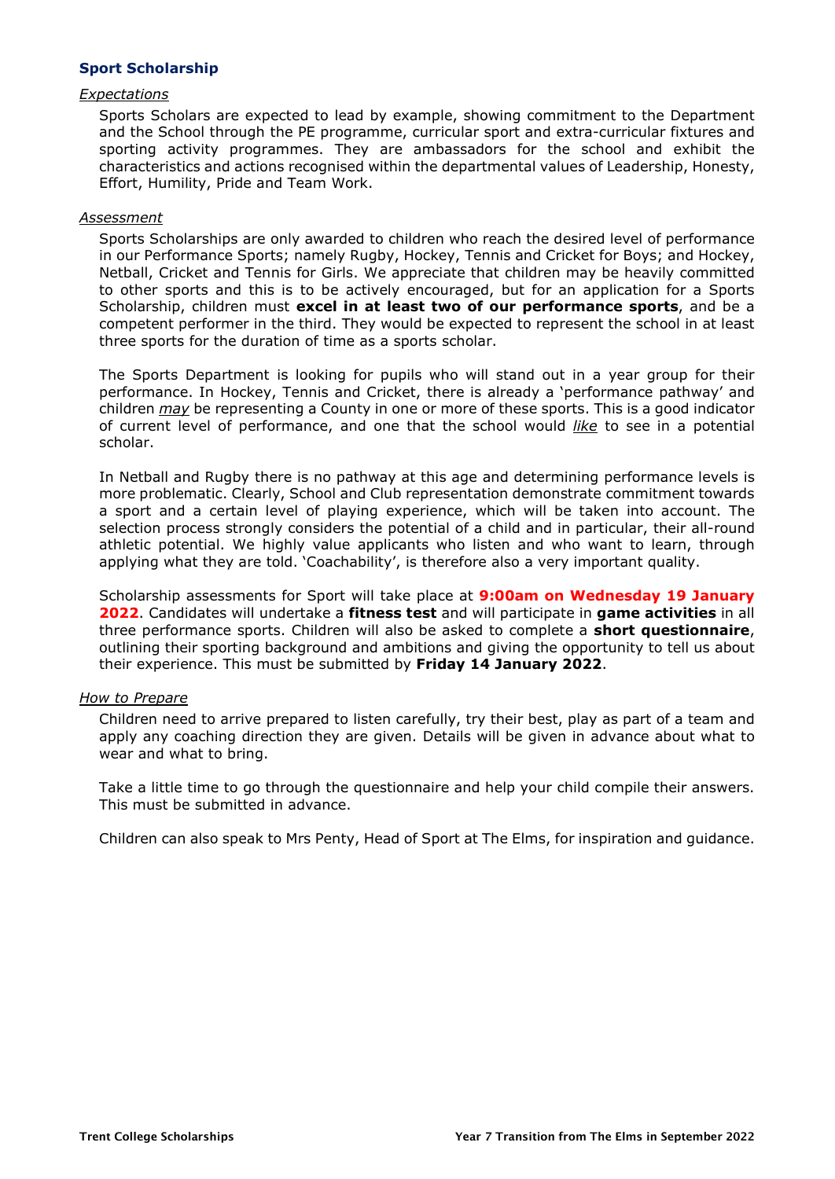## Sport Scholarship

*Expectations*

Sports Scholars are expected to lead by example, showing commitment to the Department and the School through the PE programme, curricular sport and extra-curricular fixtures and sporting activity programmes. They are ambassadors for the school and exhibit the characteristics and actions recognised within the departmental values of Leadership, Honesty, Effort, Humility, Pride and Team Work.

*Assessment*

Sports Scholarships are only awarded to children who reach the desired level of performance in our Performance Sports; namely Rugby, Hockey, Tennis and Cricket for Boys; and Hockey, Netball, Cricket and Tennis for Girls. We appreciate that children may be heavily committed to other sports and this is to be actively encouraged, but for an application for a Sports Scholarship, children must **excel in at least two of our performance sports**, and be a competent performer in the third. They would be expected to represent the school in at least three sports for the duration of time as a sports scholar.

The Sports Department is looking for pupils who will stand out in a year group for their performance. In Hockey, Tennis and Cricket, there is already a 'performance pathway' and children *may* be representing a County in one or more of these sports. This is a good indicator of current level of performance, and one that the school would *like* to see in a potential scholar.

In Netball and Rugby there is no pathway at this age and determining performance levels is more problematic. Clearly, School and Club representation demonstrate commitment towards a sport and a certain level of playing experience, which will be taken into account. The selection process strongly considers the potential of a child and in particular, their all-round athletic potential. We highly value applicants who listen and who want to learn, through applying what they are told. 'Coachability', is therefore also a very important quality.

Scholarship assessments for Sport will take place at **9:00am on Wednesday 19 January 2022**. Candidates will undertake a **fitness test** and will participate in **game activities** in all three performance sports. Children will also be asked to complete a **short questionnaire**, outlining their sporting background and ambitions and giving the opportunity to tell us about their experience. This must be submitted by **Friday 14 January 2022**.

*How to Prepare*

Children need to arrive prepared to listen carefully, try their best, play as part of a team and apply any coaching direction they are given. Details will be given in advance about what to wear and what to bring.

Take a little time to go through the questionnaire and help your child compile their answers. This must be submitted in advance.

Children can also speak to Mrs Penty, Head of Sport at The Elms, for inspiration and guidance.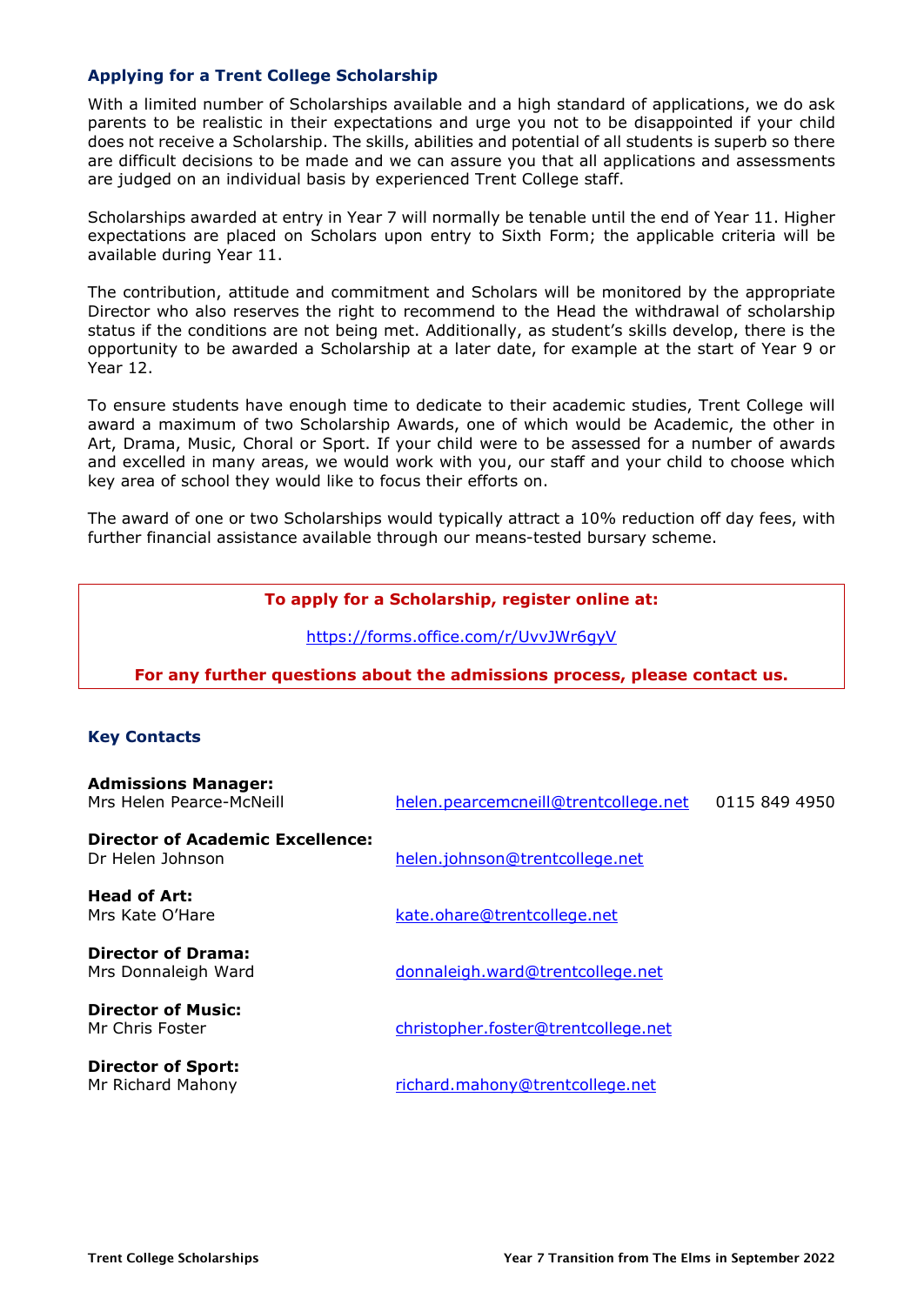### Applying for a Trent College Scholarship

With a limited number of Scholarships available and a high standard of applications, we do ask parents to be realistic in their expectations and urge you not to be disappointed if your child does not receive a Scholarship. The skills, abilities and potential of all students is superb so there are difficult decisions to be made and we can assure you that all applications and assessments are judged on an individual basis by experienced Trent College staff.

Scholarships awarded at entry in Year 7 will normally be tenable until the end of Year 11. Higher expectations are placed on Scholars upon entry to Sixth Form; the applicable criteria will be available during Year 11.

The contribution, attitude and commitment and Scholars will be monitored by the appropriate Director who also reserves the right to recommend to the Head the withdrawal of scholarship status if the conditions are not being met. Additionally, as student's skills develop, there is the opportunity to be awarded a Scholarship at a later date, for example at the start of Year 9 or Year 12.

To ensure students have enough time to dedicate to their academic studies, Trent College will award a maximum of two Scholarship Awards, one of which would be Academic, the other in Art, Drama, Music, Choral or Sport. If your child were to be assessed for a number of awards and excelled in many areas, we would work with you, our staff and your child to choose which key area of school they would like to focus their efforts on.

The award of one or two Scholarships would typically attract a 10% reduction off day fees, with further financial assistance available through our means-tested bursary scheme.

**To apply for a Scholarship, register online at:**

https://forms.office.com/r/UvvJWr6gyV

**For any further questions about the admissions process, please contact us.**

### Key Contacts

| | | |
|---|---|---|
| **Admissions Manager:** Mrs Helen Pearce-McNeill | helen.pearcemcneill@trentcollege.net | 0115 849 4950 |
| **Director of Academic Excellence:** Dr Helen Johnson | helen.johnson@trentcollege.net | |
| **Head of Art:** Mrs Kate O'Hare | kate.ohare@trentcollege.net | |
| **Director of Drama:** Mrs Donnaleigh Ward | donnaleigh.ward@trentcollege.net | |
| **Director of Music:** Mr Chris Foster | christopher.foster@trentcollege.net | |
| **Director of Sport:** Mr Richard Mahony | richard.mahony@trentcollege.net | |